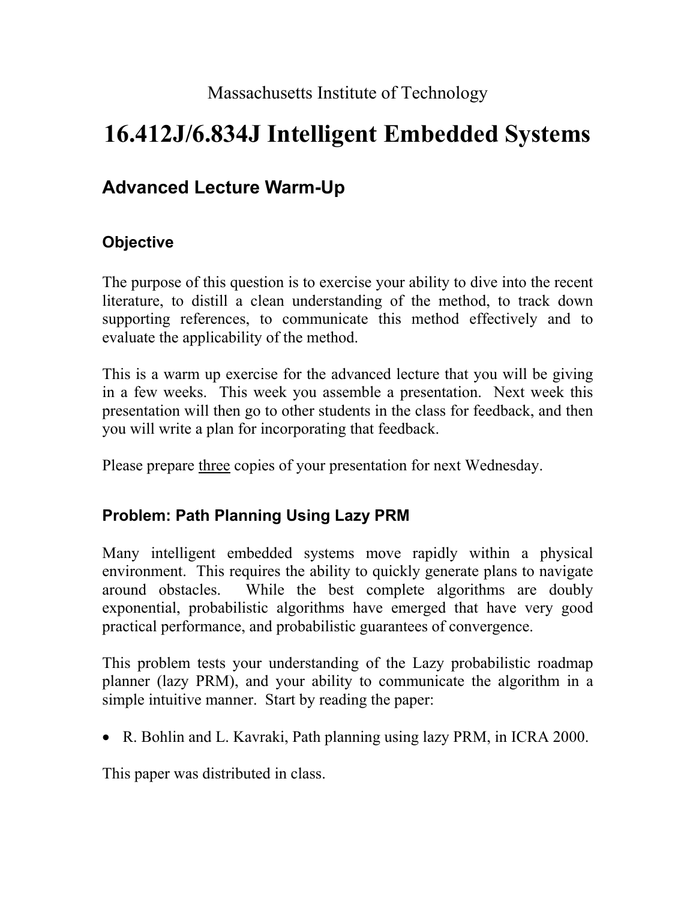Massachusetts Institute of Technology

# 16.412J/6.834J Intelligent Embedded Systems

## Advanced Lecture Warm-Up

### Objective

The purpose of this question is to exercise your ability to dive into the recent literature, to distill a clean understanding of the method, to track down supporting references, to communicate this method effectively and to evaluate the applicability of the method.

This is a warm up exercise for the advanced lecture that you will be giving in a few weeks. This week you assemble a presentation. Next week this presentation will then go to other students in the class for feedback, and then you will write a plan for incorporating that feedback.

Please prepare <u>three</u> copies of your presentation for next Wednesday.

### Problem: Path Planning Using Lazy PRM

Many intelligent embedded systems move rapidly within a physical environment. This requires the ability to quickly generate plans to navigate around obstacles. While the best complete algorithms are doubly exponential, probabilistic algorithms have emerged that have very good practical performance, and probabilistic guarantees of convergence.

This problem tests your understanding of the Lazy probabilistic roadmap planner (lazy PRM), and your ability to communicate the algorithm in a simple intuitive manner. Start by reading the paper:

- R. Bohlin and L. Kavraki, Path planning using lazy PRM, in ICRA 2000.

This paper was distributed in class.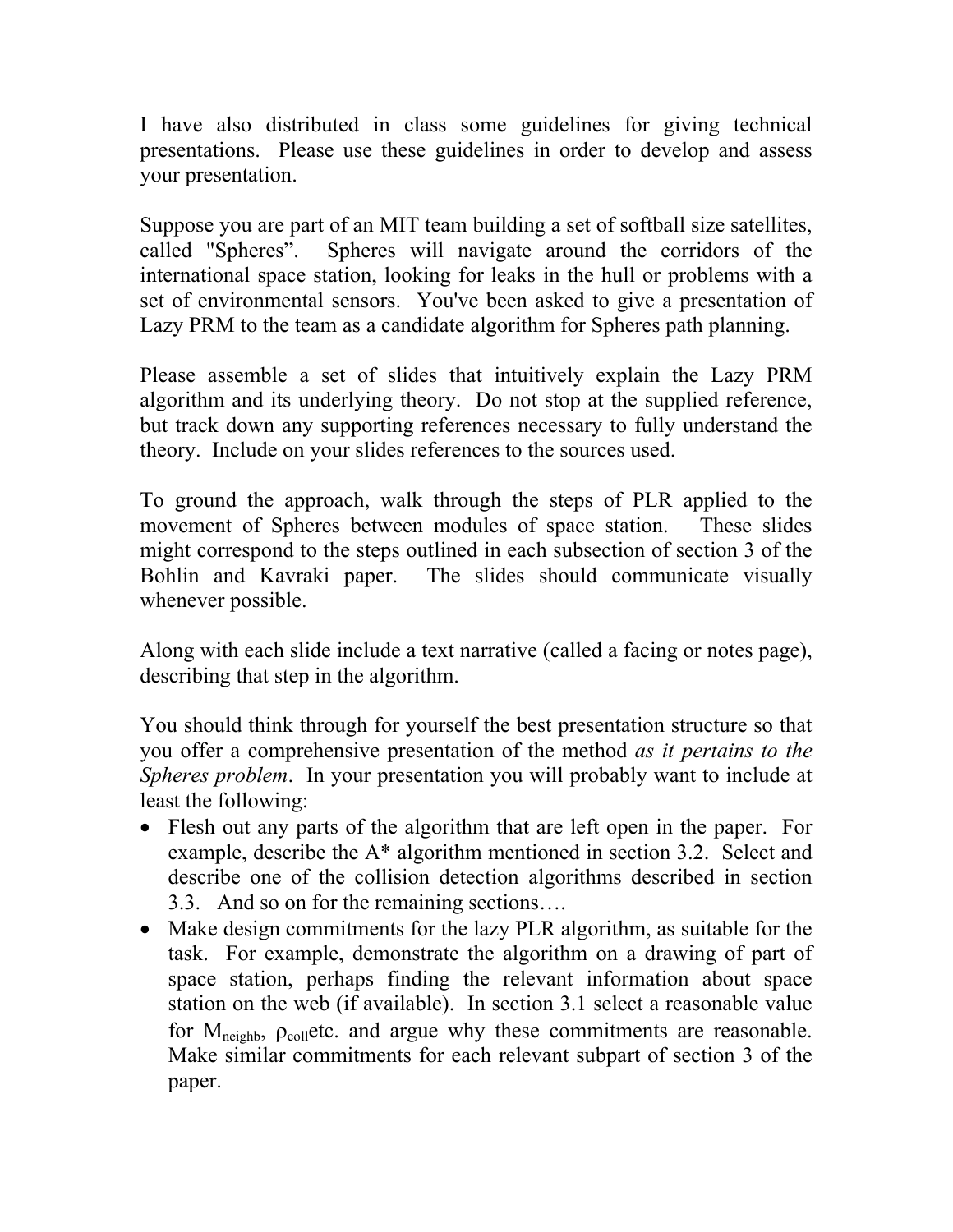I have also distributed in class some guidelines for giving technical presentations. Please use these guidelines in order to develop and assess your presentation.

Suppose you are part of an MIT team building a set of softball size satellites, called "Spheres". Spheres will navigate around the corridors of the international space station, looking for leaks in the hull or problems with a set of environmental sensors. You've been asked to give a presentation of Lazy PRM to the team as a candidate algorithm for Spheres path planning.

Please assemble a set of slides that intuitively explain the Lazy PRM algorithm and its underlying theory. Do not stop at the supplied reference, but track down any supporting references necessary to fully understand the theory. Include on your slides references to the sources used.

To ground the approach, walk through the steps of PLR applied to the movement of Spheres between modules of space station. These slides might correspond to the steps outlined in each subsection of section 3 of the Bohlin and Kavraki paper. The slides should communicate visually whenever possible.

Along with each slide include a text narrative (called a facing or notes page), describing that step in the algorithm.

You should think through for yourself the best presentation structure so that you offer a comprehensive presentation of the method *as it pertains to the Spheres problem*. In your presentation you will probably want to include at least the following:

- Flesh out any parts of the algorithm that are left open in the paper. For example, describe the A* algorithm mentioned in section 3.2. Select and describe one of the collision detection algorithms described in section 3.3. And so on for the remaining sections….
- Make design commitments for the lazy PLR algorithm, as suitable for the task. For example, demonstrate the algorithm on a drawing of part of space station, perhaps finding the relevant information about space station on the web (if available). In section 3.1 select a reasonable value for $M_{neighb}$, $\rho_{coll}$etc. and argue why these commitments are reasonable. Make similar commitments for each relevant subpart of section 3 of the paper.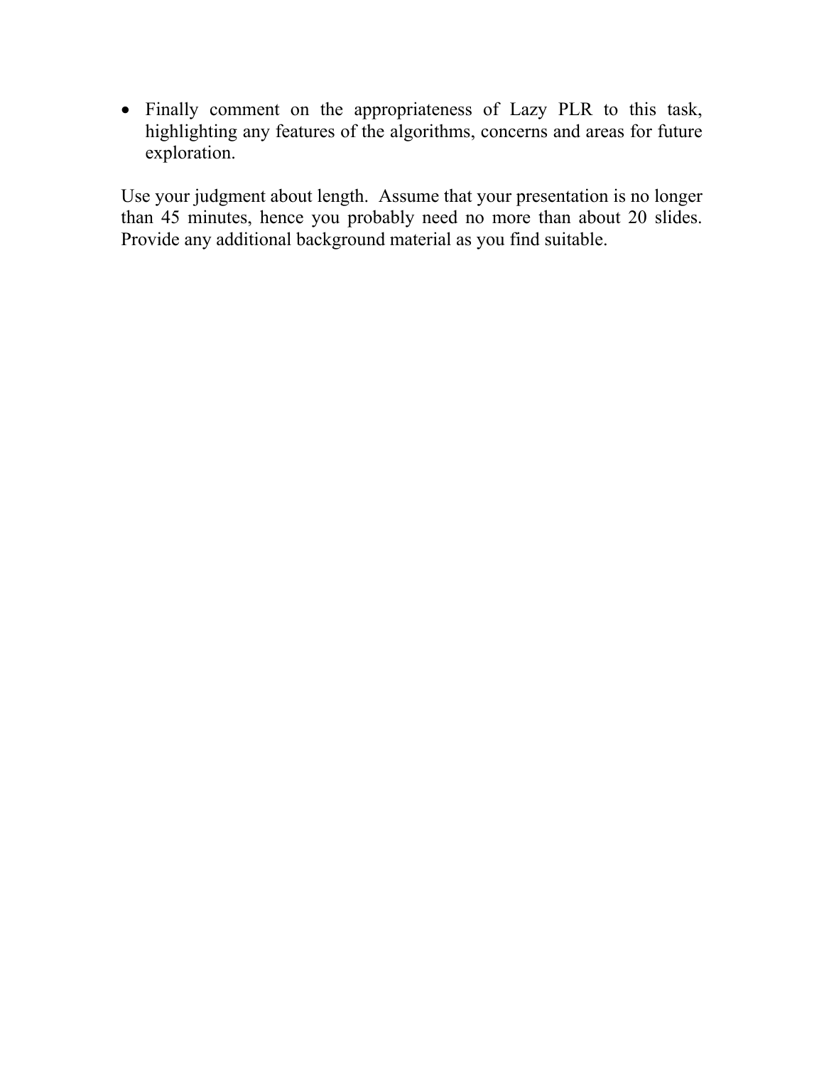- Finally comment on the appropriateness of Lazy PLR to this task, highlighting any features of the algorithms, concerns and areas for future exploration.

Use your judgment about length. Assume that your presentation is no longer than 45 minutes, hence you probably need no more than about 20 slides. Provide any additional background material as you find suitable.